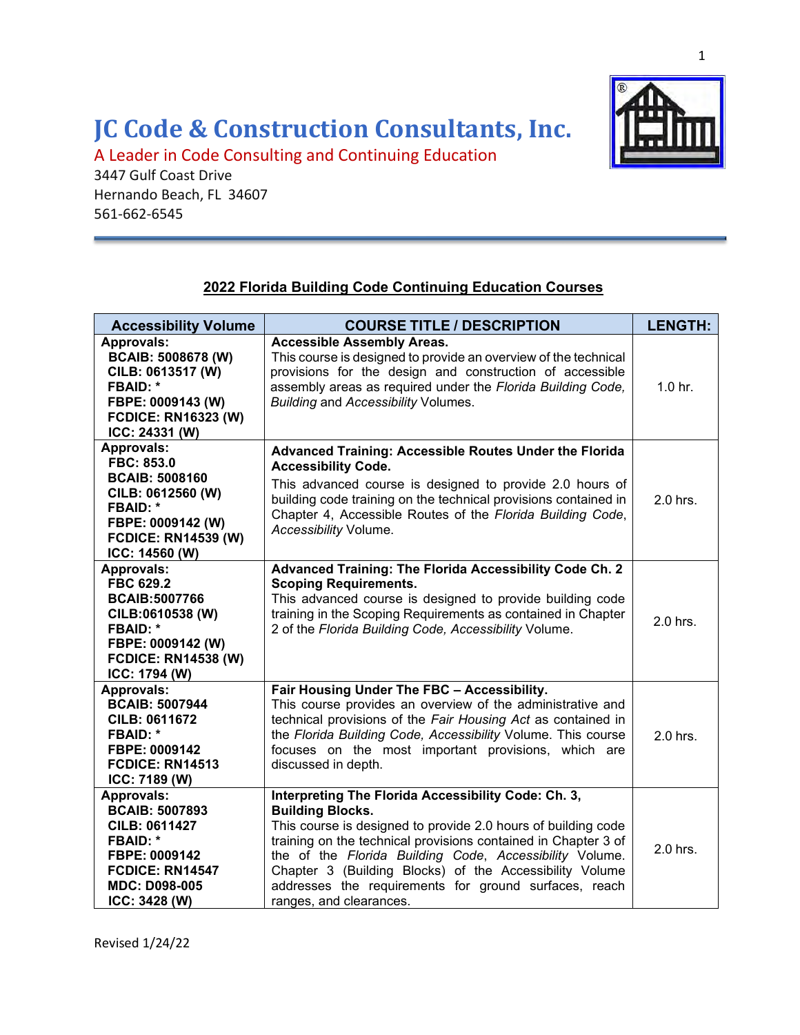# JC Code & Construction Consultants, Inc.

A Leader in Code Consulting and Continuing Education
3447 Gulf Coast Drive
Hernando Beach, FL 34607
561-662-6545

## 2022 Florida Building Code Continuing Education Courses

| Accessibility Volume | COURSE TITLE / DESCRIPTION | LENGTH: |
|---|---|---|
| **Approvals:**<br>**BCAIB: 5008678 (W)**<br>**CILB: 0613517 (W)**<br>**FBAID: \***<br>**FBPE: 0009143 (W)**<br>**FCDICE: RN16323 (W)**<br>**ICC: 24331 (W)** | **Accessible Assembly Areas.**<br>This course is designed to provide an overview of the technical provisions for the design and construction of accessible assembly areas as required under the *Florida Building Code, Building* and *Accessibility* Volumes. | 1.0 hr. |
| **Approvals:**<br>**FBC: 853.0**<br>**BCAIB: 5008160**<br>**CILB: 0612560 (W)**<br>**FBAID: \***<br>**FBPE: 0009142 (W)**<br>**FCDICE: RN14539 (W)**<br>**ICC: 14560 (W)** | **Advanced Training: Accessible Routes Under the Florida Accessibility Code.**<br>This advanced course is designed to provide 2.0 hours of building code training on the technical provisions contained in Chapter 4, Accessible Routes of the *Florida Building Code*, *Accessibility* Volume. | 2.0 hrs. |
| **Approvals:**<br>**FBC 629.2**<br>**BCAIB:5007766**<br>**CILB:0610538 (W)**<br>**FBAID: \***<br>**FBPE: 0009142 (W)**<br>**FCDICE: RN14538 (W)**<br>**ICC: 1794 (W)** | **Advanced Training: The Florida Accessibility Code Ch. 2 Scoping Requirements.**<br>This advanced course is designed to provide building code training in the Scoping Requirements as contained in Chapter 2 of the *Florida Building Code, Accessibility* Volume. | 2.0 hrs. |
| **Approvals:**<br>**BCAIB: 5007944**<br>**CILB: 0611672**<br>**FBAID: \***<br>**FBPE: 0009142**<br>**FCDICE: RN14513**<br>**ICC: 7189 (W)** | **Fair Housing Under The FBC – Accessibility.**<br>This course provides an overview of the administrative and technical provisions of the *Fair Housing Act* as contained in the *Florida Building Code, Accessibility* Volume. This course focuses on the most important provisions, which are discussed in depth. | 2.0 hrs. |
| **Approvals:**<br>**BCAIB: 5007893**<br>**CILB: 0611427**<br>**FBAID: \***<br>**FBPE: 0009142**<br>**FCDICE: RN14547**<br>**MDC: D098-005**<br>**ICC: 3428 (W)** | **Interpreting The Florida Accessibility Code: Ch. 3, Building Blocks.**<br>This course is designed to provide 2.0 hours of building code training on the technical provisions contained in Chapter 3 of the of the *Florida Building Code*, *Accessibility* Volume. Chapter 3 (Building Blocks) of the Accessibility Volume addresses the requirements for ground surfaces, reach ranges, and clearances. | 2.0 hrs. |

Revised 1/24/22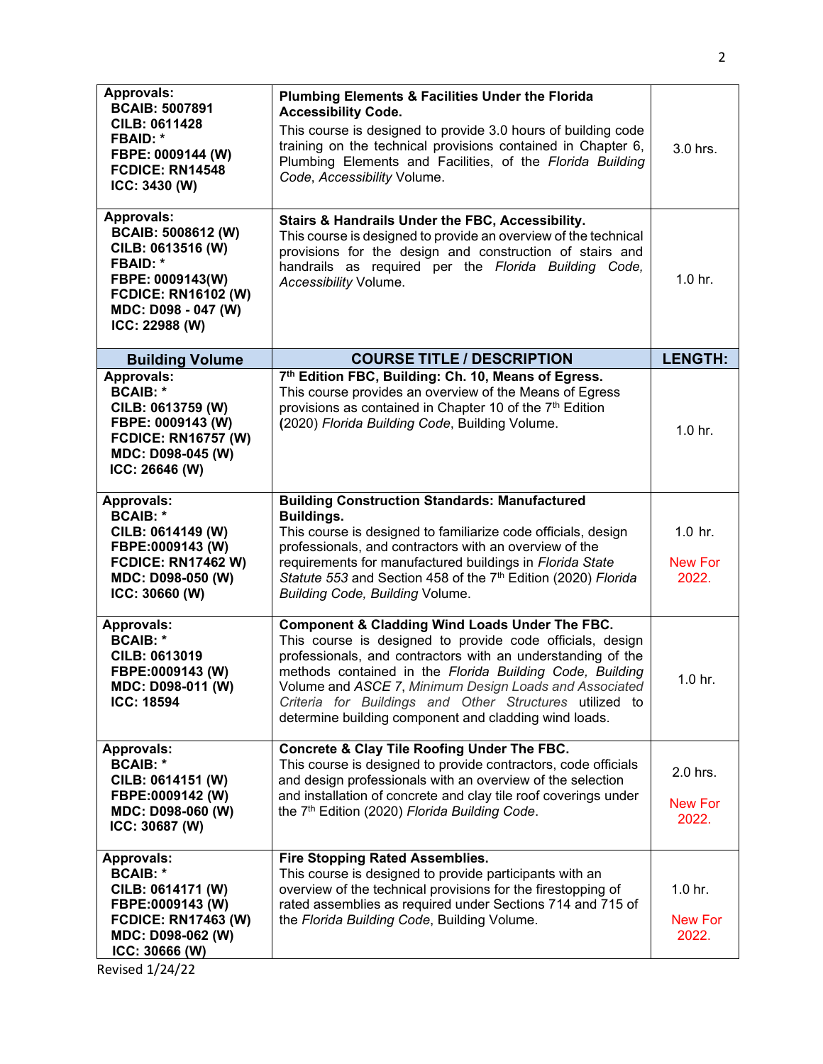| Approvals | Course Title / Description | Length |
|---|---|---|
| **Approvals:**<br>**BCAIB: 5007891**<br>**CILB: 0611428**<br>**FBAID: ***<br>**FBPE: 0009144 (W)**<br>**FCDICE: RN14548**<br>**ICC: 3430 (W)** | **Plumbing Elements & Facilities Under the Florida Accessibility Code.**<br>This course is designed to provide 3.0 hours of building code training on the technical provisions contained in Chapter 6, Plumbing Elements and Facilities, of the *Florida Building Code*, *Accessibility* Volume. | 3.0 hrs. |
| **Approvals:**<br>**BCAIB: 5008612 (W)**<br>**CILB: 0613516 (W)**<br>**FBAID: ***<br>**FBPE: 0009143(W)**<br>**FCDICE: RN16102 (W)**<br>**MDC: D098 - 047 (W)**<br>**ICC: 22988 (W)** | **Stairs & Handrails Under the FBC, Accessibility.**<br>This course is designed to provide an overview of the technical provisions for the design and construction of stairs and handrails as required per the *Florida Building Code, Accessibility* Volume. | 1.0 hr. |
| **Building Volume** | **COURSE TITLE / DESCRIPTION** | **LENGTH:** |
| **Approvals:**<br>**BCAIB: ***<br>**CILB: 0613759 (W)**<br>**FBPE: 0009143 (W)**<br>**FCDICE: RN16757 (W)**<br>**MDC: D098-045 (W)**<br>**ICC: 26646 (W)** | **7th Edition FBC, Building: Ch. 10, Means of Egress.**<br>This course provides an overview of the Means of Egress provisions as contained in Chapter 10 of the 7th Edition (2020) *Florida Building Code*, Building Volume. | 1.0 hr. |
| **Approvals:**<br>**BCAIB: ***<br>**CILB: 0614149 (W)**<br>**FBPE:0009143 (W)**<br>**FCDICE: RN17462 W)**<br>**MDC: D098-050 (W)**<br>**ICC: 30660 (W)** | **Building Construction Standards: Manufactured Buildings.**<br>This course is designed to familiarize code officials, design professionals, and contractors with an overview of the requirements for manufactured buildings in *Florida State Statute 553* and Section 458 of the 7th Edition (2020) *Florida Building Code, Building* Volume. | 1.0 hr.<br><br>New For 2022. |
| **Approvals:**<br>**BCAIB: ***<br>**CILB: 0613019**<br>**FBPE:0009143 (W)**<br>**MDC: D098-011 (W)**<br>**ICC: 18594** | **Component & Cladding Wind Loads Under The FBC.**<br>This course is designed to provide code officials, design professionals, and contractors with an understanding of the methods contained in the *Florida Building Code, Building* Volume and *ASCE 7*, *Minimum Design Loads and Associated Criteria for Buildings and Other Structures* utilized to determine building component and cladding wind loads. | 1.0 hr. |
| **Approvals:**<br>**BCAIB: ***<br>**CILB: 0614151 (W)**<br>**FBPE:0009142 (W)**<br>**MDC: D098-060 (W)**<br>**ICC: 30687 (W)** | **Concrete & Clay Tile Roofing Under The FBC.**<br>This course is designed to provide contractors, code officials and design professionals with an overview of the selection and installation of concrete and clay tile roof coverings under the 7th Edition (2020) *Florida Building Code*. | 2.0 hrs.<br><br>New For 2022. |
| **Approvals:**<br>**BCAIB: ***<br>**CILB: 0614171 (W)**<br>**FBPE:0009143 (W)**<br>**FCDICE: RN17463 (W)**<br>**MDC: D098-062 (W)**<br>**ICC: 30666 (W)** | **Fire Stopping Rated Assemblies.**<br>This course is designed to provide participants with an overview of the technical provisions for the firestopping of rated assemblies as required under Sections 714 and 715 of the *Florida Building Code*, Building Volume. | 1.0 hr.<br><br>New For 2022. |

Revised 1/24/22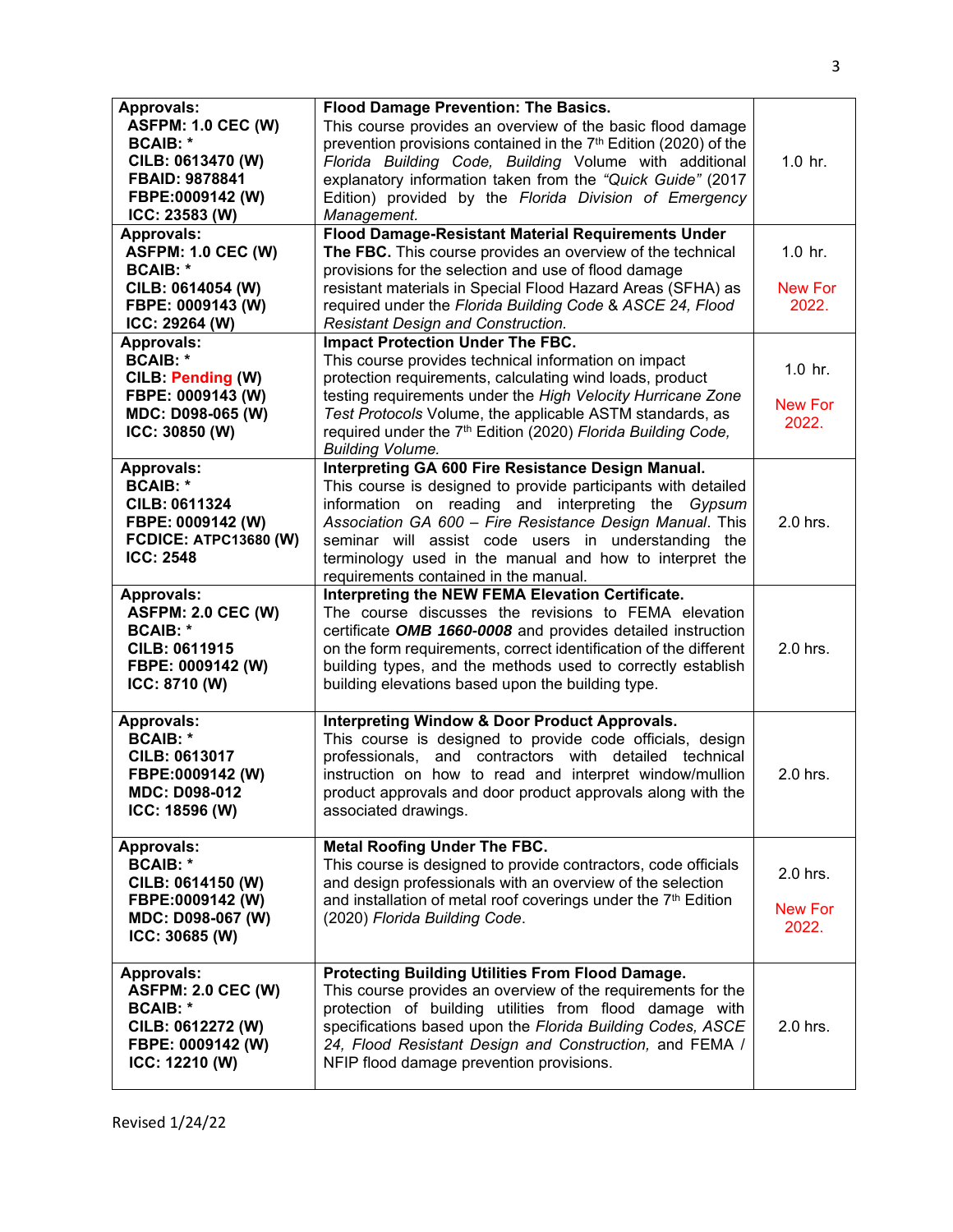| | | |
|---|---|---|
| **Approvals:**<br>**ASFPM: 1.0 CEC (W)**<br>**BCAIB: \***<br>**CILB: 0613470 (W)**<br>**FBAID: 9878841**<br>**FBPE:0009142 (W)**<br>**ICC: 23583 (W)** | **Flood Damage Prevention: The Basics.**<br>This course provides an overview of the basic flood damage prevention provisions contained in the 7th Edition (2020) of the *Florida Building Code, Building* Volume with additional explanatory information taken from the *"Quick Guide"* (2017 Edition) provided by the *Florida Division of Emergency Management.* | 1.0 hr. |
| **Approvals:**<br>**ASFPM: 1.0 CEC (W)**<br>**BCAIB: \***<br>**CILB: 0614054 (W)**<br>**FBPE: 0009143 (W)**<br>**ICC: 29264 (W)** | **Flood Damage-Resistant Material Requirements Under The FBC.** This course provides an overview of the technical provisions for the selection and use of flood damage resistant materials in Special Flood Hazard Areas (SFHA) as required under the *Florida Building Code* & *ASCE 24, Flood Resistant Design and Construction.* | 1.0 hr.<br><br>New For 2022. |
| **Approvals:**<br>**BCAIB: \***<br>**CILB: Pending (W)**<br>**FBPE: 0009143 (W)**<br>**MDC: D098-065 (W)**<br>**ICC: 30850 (W)** | **Impact Protection Under The FBC.**<br>This course provides technical information on impact protection requirements, calculating wind loads, product testing requirements under the *High Velocity Hurricane Zone Test Protocols* Volume, the applicable ASTM standards, as required under the 7th Edition (2020) *Florida Building Code, Building Volume.* | 1.0 hr.<br><br>New For 2022. |
| **Approvals:**<br>**BCAIB: \***<br>**CILB: 0611324**<br>**FBPE: 0009142 (W)**<br>**FCDICE: ATPC13680 (W)**<br>**ICC: 2548** | **Interpreting GA 600 Fire Resistance Design Manual.**<br>This course is designed to provide participants with detailed information on reading and interpreting the *Gypsum Association GA 600 – Fire Resistance Design Manual*. This seminar will assist code users in understanding the terminology used in the manual and how to interpret the requirements contained in the manual. | 2.0 hrs. |
| **Approvals:**<br>**ASFPM: 2.0 CEC (W)**<br>**BCAIB: \***<br>**CILB: 0611915**<br>**FBPE: 0009142 (W)**<br>**ICC: 8710 (W)** | **Interpreting the NEW FEMA Elevation Certificate.**<br>The course discusses the revisions to FEMA elevation certificate ***OMB 1660-0008*** and provides detailed instruction on the form requirements, correct identification of the different building types, and the methods used to correctly establish building elevations based upon the building type. | 2.0 hrs. |
| **Approvals:**<br>**BCAIB: \***<br>**CILB: 0613017**<br>**FBPE:0009142 (W)**<br>**MDC: D098-012**<br>**ICC: 18596 (W)** | **Interpreting Window & Door Product Approvals.**<br>This course is designed to provide code officials, design professionals, and contractors with detailed technical instruction on how to read and interpret window/mullion product approvals and door product approvals along with the associated drawings. | 2.0 hrs. |
| **Approvals:**<br>**BCAIB: \***<br>**CILB: 0614150 (W)**<br>**FBPE:0009142 (W)**<br>**MDC: D098-067 (W)**<br>**ICC: 30685 (W)** | **Metal Roofing Under The FBC.**<br>This course is designed to provide contractors, code officials and design professionals with an overview of the selection and installation of metal roof coverings under the 7th Edition (2020) *Florida Building Code*. | 2.0 hrs.<br><br>New For 2022. |
| **Approvals:**<br>**ASFPM: 2.0 CEC (W)**<br>**BCAIB: \***<br>**CILB: 0612272 (W)**<br>**FBPE: 0009142 (W)**<br>**ICC: 12210 (W)** | **Protecting Building Utilities From Flood Damage.**<br>This course provides an overview of the requirements for the protection of building utilities from flood damage with specifications based upon the *Florida Building Codes, ASCE 24, Flood Resistant Design and Construction,* and FEMA / NFIP flood damage prevention provisions. | 2.0 hrs. |

Revised 1/24/22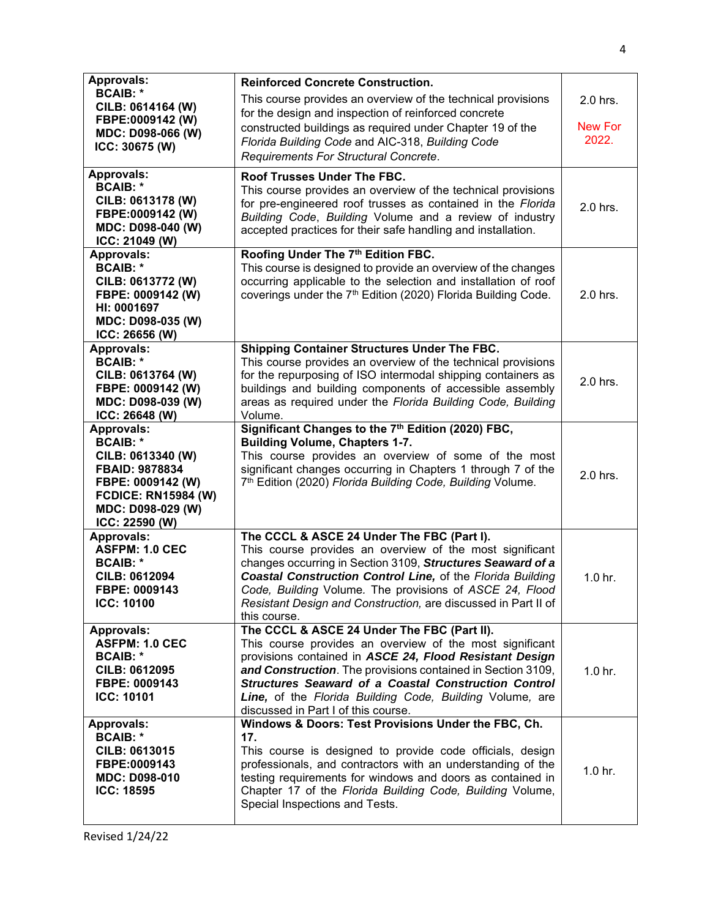| Approvals | Course | Hours |
|---|---|---|
| **Approvals:**<br>**BCAIB: ***<br>**CILB: 0614164 (W)**<br>**FBPE:0009142 (W)**<br>**MDC: D098-066 (W)**<br>**ICC: 30675 (W)** | **Reinforced Concrete Construction.**<br>This course provides an overview of the technical provisions for the design and inspection of reinforced concrete constructed buildings as required under Chapter 19 of the *Florida Building Code* and AIC-318, *Building Code Requirements For Structural Concrete*. | 2.0 hrs.<br>New For 2022. |
| **Approvals:**<br>**BCAIB: ***<br>**CILB: 0613178 (W)**<br>**FBPE:0009142 (W)**<br>**MDC: D098-040 (W)**<br>**ICC: 21049 (W)** | **Roof Trusses Under The FBC.**<br>This course provides an overview of the technical provisions for pre-engineered roof trusses as contained in the *Florida Building Code*, *Building* Volume and a review of industry accepted practices for their safe handling and installation. | 2.0 hrs. |
| **Approvals:**<br>**BCAIB: ***<br>**CILB: 0613772 (W)**<br>**FBPE: 0009142 (W)**<br>**HI: 0001697**<br>**MDC: D098-035 (W)**<br>**ICC: 26656 (W)** | **Roofing Under The 7th Edition FBC.**<br>This course is designed to provide an overview of the changes occurring applicable to the selection and installation of roof coverings under the 7th Edition (2020) Florida Building Code. | 2.0 hrs. |
| **Approvals:**<br>**BCAIB: ***<br>**CILB: 0613764 (W)**<br>**FBPE: 0009142 (W)**<br>**MDC: D098-039 (W)**<br>**ICC: 26648 (W)** | **Shipping Container Structures Under The FBC.**<br>This course provides an overview of the technical provisions for the repurposing of ISO intermodal shipping containers as buildings and building components of accessible assembly areas as required under the *Florida Building Code, Building* Volume. | 2.0 hrs. |
| **Approvals:**<br>**BCAIB: ***<br>**CILB: 0613340 (W)**<br>**FBAID: 9878834**<br>**FBPE: 0009142 (W)**<br>**FCDICE: RN15984 (W)**<br>**MDC: D098-029 (W)**<br>**ICC: 22590 (W)** | **Significant Changes to the 7th Edition (2020) FBC, Building Volume, Chapters 1-7.**<br>This course provides an overview of some of the most significant changes occurring in Chapters 1 through 7 of the 7th Edition (2020) *Florida Building Code, Building* Volume. | 2.0 hrs. |
| **Approvals:**<br>**ASFPM: 1.0 CEC**<br>**BCAIB: ***<br>**CILB: 0612094**<br>**FBPE: 0009143**<br>**ICC: 10100** | **The CCCL & ASCE 24 Under The FBC (Part I).**<br>This course provides an overview of the most significant changes occurring in Section 3109, ***Structures Seaward of a Coastal Construction Control Line,*** of the *Florida Building Code, Building* Volume. The provisions of *ASCE 24, Flood Resistant Design and Construction,* are discussed in Part II of this course. | 1.0 hr. |
| **Approvals:**<br>**ASFPM: 1.0 CEC**<br>**BCAIB: ***<br>**CILB: 0612095**<br>**FBPE: 0009143**<br>**ICC: 10101** | **The CCCL & ASCE 24 Under The FBC (Part II).**<br>This course provides an overview of the most significant provisions contained in ***ASCE 24, Flood Resistant Design and Construction***. The provisions contained in Section 3109, ***Structures Seaward of a Coastal Construction Control Line,*** of the *Florida Building Code, Building* Volume, are discussed in Part I of this course. | 1.0 hr. |
| **Approvals:**<br>**BCAIB: ***<br>**CILB: 0613015**<br>**FBPE:0009143**<br>**MDC: D098-010**<br>**ICC: 18595** | **Windows & Doors: Test Provisions Under the FBC, Ch. 17.**<br>This course is designed to provide code officials, design professionals, and contractors with an understanding of the testing requirements for windows and doors as contained in Chapter 17 of the *Florida Building Code, Building* Volume, Special Inspections and Tests. | 1.0 hr. |

Revised 1/24/22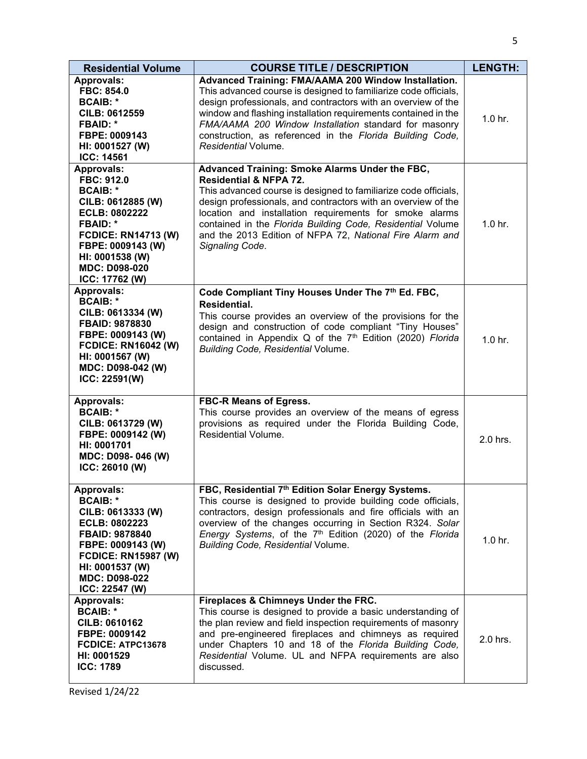| Residential Volume | COURSE TITLE / DESCRIPTION | LENGTH: |
|---|---|---|
| **Approvals:**<br>**FBC: 854.0**<br>**BCAIB: \***<br>**CILB: 0612559**<br>**FBAID: \***<br>**FBPE: 0009143**<br>**HI: 0001527 (W)**<br>**ICC: 14561** | **Advanced Training: FMA/AAMA 200 Window Installation.**<br>This advanced course is designed to familiarize code officials, design professionals, and contractors with an overview of the window and flashing installation requirements contained in the *FMA/AAMA 200 Window Installation* standard for masonry construction, as referenced in the *Florida Building Code, Residential* Volume. | 1.0 hr. |
| **Approvals:**<br>**FBC: 912.0**<br>**BCAIB: \***<br>**CILB: 0612885 (W)**<br>**ECLB: 0802222**<br>**FBAID: \***<br>**FCDICE: RN14713 (W)**<br>**FBPE: 0009143 (W)**<br>**HI: 0001538 (W)**<br>**MDC: D098-020**<br>**ICC: 17762 (W)** | **Advanced Training: Smoke Alarms Under the FBC, Residential & NFPA 72.**<br>This advanced course is designed to familiarize code officials, design professionals, and contractors with an overview of the location and installation requirements for smoke alarms contained in the *Florida Building Code, Residential* Volume and the 2013 Edition of NFPA 72, *National Fire Alarm and Signaling Code*. | 1.0 hr. |
| **Approvals:**<br>**BCAIB: \***<br>**CILB: 0613334 (W)**<br>**FBAID: 9878830**<br>**FBPE: 0009143 (W)**<br>**FCDICE: RN16042 (W)**<br>**HI: 0001567 (W)**<br>**MDC: D098-042 (W)**<br>**ICC: 22591(W)** | **Code Compliant Tiny Houses Under The 7th Ed. FBC, Residential.**<br>This course provides an overview of the provisions for the design and construction of code compliant "Tiny Houses" contained in Appendix Q of the 7th Edition (2020) *Florida Building Code, Residential* Volume. | 1.0 hr. |
| **Approvals:**<br>**BCAIB: \***<br>**CILB: 0613729 (W)**<br>**FBPE: 0009142 (W)**<br>**HI: 0001701**<br>**MDC: D098- 046 (W)**<br>**ICC: 26010 (W)** | **FBC-R Means of Egress.**<br>This course provides an overview of the means of egress provisions as required under the Florida Building Code, Residential Volume. | 2.0 hrs. |
| **Approvals:**<br>**BCAIB: \***<br>**CILB: 0613333 (W)**<br>**ECLB: 0802223**<br>**FBAID: 9878840**<br>**FBPE: 0009143 (W)**<br>**FCDICE: RN15987 (W)**<br>**HI: 0001537 (W)**<br>**MDC: D098-022**<br>**ICC: 22547 (W)** | **FBC, Residential 7th Edition Solar Energy Systems.**<br>This course is designed to provide building code officials, contractors, design professionals and fire officials with an overview of the changes occurring in Section R324. *Solar Energy Systems*, of the 7th Edition (2020) of the *Florida Building Code, Residential* Volume. | 1.0 hr. |
| **Approvals:**<br>**BCAIB: \***<br>**CILB: 0610162**<br>**FBPE: 0009142**<br>**FCDICE: ATPC13678**<br>**HI: 0001529**<br>**ICC: 1789** | **Fireplaces & Chimneys Under the FRC.**<br>This course is designed to provide a basic understanding of the plan review and field inspection requirements of masonry and pre-engineered fireplaces and chimneys as required under Chapters 10 and 18 of the *Florida Building Code, Residential* Volume. UL and NFPA requirements are also discussed. | 2.0 hrs. |

Revised 1/24/22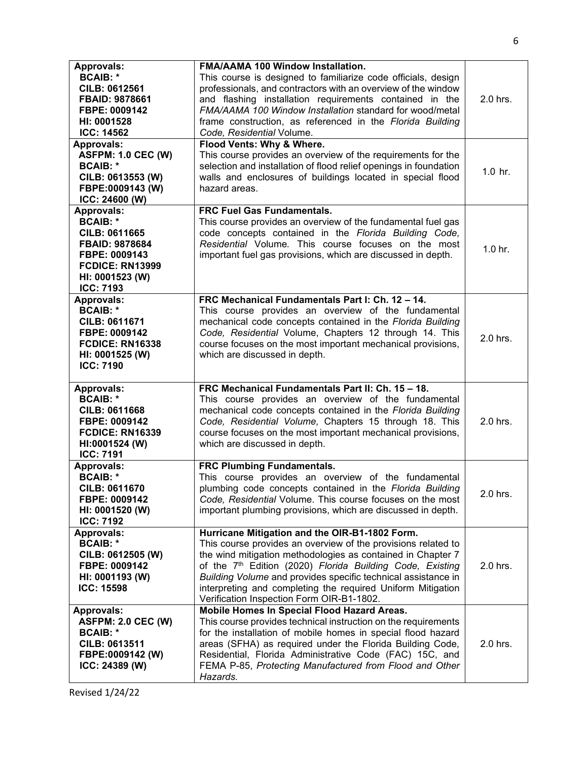| Approvals | Course | Hours |
|---|---|---|
| **Approvals:**<br>**BCAIB: ***<br>**CILB: 0612561**<br>**FBAID: 9878661**<br>**FBPE: 0009142**<br>**HI: 0001528**<br>**ICC: 14562** | **FMA/AAMA 100 Window Installation.**<br>This course is designed to familiarize code officials, design professionals, and contractors with an overview of the window and flashing installation requirements contained in the *FMA/AAMA 100 Window Installation* standard for wood/metal frame construction, as referenced in the *Florida Building Code, Residential* Volume. | 2.0 hrs. |
| **Approvals:**<br>**ASFPM: 1.0 CEC (W)**<br>**BCAIB: ***<br>**CILB: 0613553 (W)**<br>**FBPE:0009143 (W)**<br>**ICC: 24600 (W)** | **Flood Vents: Why & Where.**<br>This course provides an overview of the requirements for the selection and installation of flood relief openings in foundation walls and enclosures of buildings located in special flood hazard areas. | 1.0 hr. |
| **Approvals:**<br>**BCAIB: ***<br>**CILB: 0611665**<br>**FBAID: 9878684**<br>**FBPE: 0009143**<br>**FCDICE: RN13999**<br>**HI: 0001523 (W)**<br>**ICC: 7193** | **FRC Fuel Gas Fundamentals.**<br>This course provides an overview of the fundamental fuel gas code concepts contained in the *Florida Building Code, Residential* Volume*.* This course focuses on the most important fuel gas provisions, which are discussed in depth. | 1.0 hr. |
| **Approvals:**<br>**BCAIB: ***<br>**CILB: 0611671**<br>**FBPE: 0009142**<br>**FCDICE: RN16338**<br>**HI: 0001525 (W)**<br>**ICC: 7190** | **FRC Mechanical Fundamentals Part I: Ch. 12 – 14.**<br>This course provides an overview of the fundamental mechanical code concepts contained in the *Florida Building Code, Residential* Volume, Chapters 12 through 14. This course focuses on the most important mechanical provisions, which are discussed in depth. | 2.0 hrs. |
| **Approvals:**<br>**BCAIB: ***<br>**CILB: 0611668**<br>**FBPE: 0009142**<br>**FCDICE: RN16339**<br>**HI:0001524 (W)**<br>**ICC: 7191** | **FRC Mechanical Fundamentals Part II: Ch. 15 – 18.**<br>This course provides an overview of the fundamental mechanical code concepts contained in the *Florida Building Code, Residential Volume,* Chapters 15 through 18. This course focuses on the most important mechanical provisions, which are discussed in depth. | 2.0 hrs. |
| **Approvals:**<br>**BCAIB: ***<br>**CILB: 0611670**<br>**FBPE: 0009142**<br>**HI: 0001520 (W)**<br>**ICC: 7192** | **FRC Plumbing Fundamentals.**<br>This course provides an overview of the fundamental plumbing code concepts contained in the *Florida Building Code, Residential* Volume*.* This course focuses on the most important plumbing provisions, which are discussed in depth. | 2.0 hrs. |
| **Approvals:**<br>**BCAIB: ***<br>**CILB: 0612505 (W)**<br>**FBPE: 0009142**<br>**HI: 0001193 (W)**<br>**ICC: 15598** | **Hurricane Mitigation and the OIR-B1-1802 Form.**<br>This course provides an overview of the provisions related to the wind mitigation methodologies as contained in Chapter 7 of the 7th Edition (2020) *Florida Building Code, Existing Building Volume* and provides specific technical assistance in interpreting and completing the required Uniform Mitigation Verification Inspection Form OIR-B1-1802. | 2.0 hrs. |
| **Approvals:**<br>**ASFPM: 2.0 CEC (W)**<br>**BCAIB: ***<br>**CILB: 0613511**<br>**FBPE:0009142 (W)**<br>**ICC: 24389 (W)** | **Mobile Homes In Special Flood Hazard Areas.**<br>This course provides technical instruction on the requirements for the installation of mobile homes in special flood hazard areas (SFHA) as required under the Florida Building Code, Residential, Florida Administrative Code (FAC) 15C, and FEMA P-85, *Protecting Manufactured from Flood and Other Hazards.* | 2.0 hrs. |

Revised 1/24/22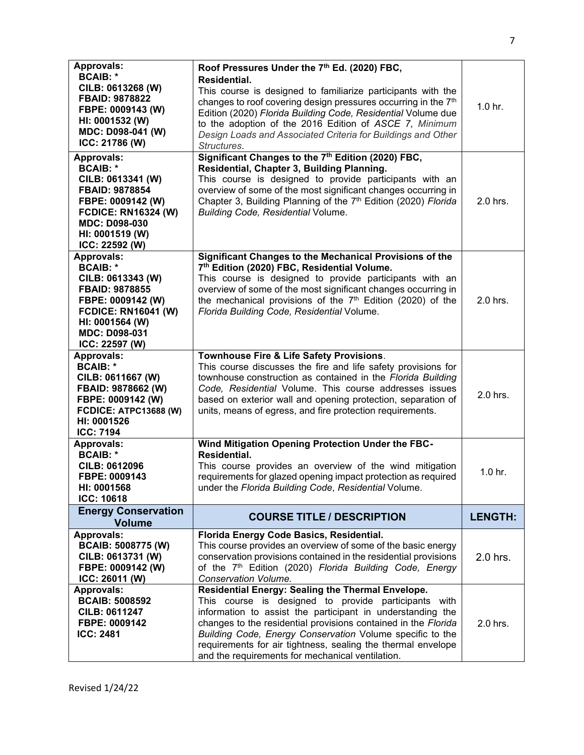| | | |
|---|---|---|
| **Approvals:**<br>**BCAIB: \***<br>**CILB: 0613268 (W)**<br>**FBAID: 9878822**<br>**FBPE: 0009143 (W)**<br>**HI: 0001532 (W)**<br>**MDC: D098-041 (W)**<br>**ICC: 21786 (W)** | **Roof Pressures Under the 7th Ed. (2020) FBC, Residential.**<br>This course is designed to familiarize participants with the changes to roof covering design pressures occurring in the 7th Edition (2020) *Florida Building Code, Residential* Volume due to the adoption of the 2016 Edition of *ASCE 7*, *Minimum Design Loads and Associated Criteria for Buildings and Other Structures*. | 1.0 hr. |
| **Approvals:**<br>**BCAIB: \***<br>**CILB: 0613341 (W)**<br>**FBAID: 9878854**<br>**FBPE: 0009142 (W)**<br>**FCDICE: RN16324 (W)**<br>**MDC: D098-030**<br>**HI: 0001519 (W)**<br>**ICC: 22592 (W)** | **Significant Changes to the 7th Edition (2020) FBC, Residential, Chapter 3, Building Planning.**<br>This course is designed to provide participants with an overview of some of the most significant changes occurring in Chapter 3, Building Planning of the 7th Edition (2020) *Florida Building Code, Residential* Volume. | 2.0 hrs. |
| **Approvals:**<br>**BCAIB: \***<br>**CILB: 0613343 (W)**<br>**FBAID: 9878855**<br>**FBPE: 0009142 (W)**<br>**FCDICE: RN16041 (W)**<br>**HI: 0001564 (W)**<br>**MDC: D098-031**<br>**ICC: 22597 (W)** | **Significant Changes to the Mechanical Provisions of the 7th Edition (2020) FBC, Residential Volume.**<br>This course is designed to provide participants with an overview of some of the most significant changes occurring in the mechanical provisions of the 7th Edition (2020) of the *Florida Building Code, Residential* Volume. | 2.0 hrs. |
| **Approvals:**<br>**BCAIB: \***<br>**CILB: 0611667 (W)**<br>**FBAID: 9878662 (W)**<br>**FBPE: 0009142 (W)**<br>**FCDICE: ATPC13688 (W)**<br>**HI: 0001526**<br>**ICC: 7194** | **Townhouse Fire & Life Safety Provisions**.<br>This course discusses the fire and life safety provisions for townhouse construction as contained in the *Florida Building Code, Residential* Volume. This course addresses issues based on exterior wall and opening protection, separation of units, means of egress, and fire protection requirements. | 2.0 hrs. |
| **Approvals:**<br>**BCAIB: \***<br>**CILB: 0612096**<br>**FBPE: 0009143**<br>**HI: 0001568**<br>**ICC: 10618** | **Wind Mitigation Opening Protection Under the FBC-Residential.**<br>This course provides an overview of the wind mitigation requirements for glazed opening impact protection as required under the *Florida Building Code*, *Residential* Volume. | 1.0 hr. |
| **Energy Conservation Volume** | **COURSE TITLE / DESCRIPTION** | **LENGTH:** |
| **Approvals:**<br>**BCAIB: 5008775 (W)**<br>**CILB: 0613731 (W)**<br>**FBPE: 0009142 (W)**<br>**ICC: 26011 (W)** | **Florida Energy Code Basics, Residential.**<br>This course provides an overview of some of the basic energy conservation provisions contained in the residential provisions of the 7th Edition (2020) *Florida Building Code, Energy Conservation Volume.* | 2.0 hrs. |
| **Approvals:**<br>**BCAIB: 5008592**<br>**CILB: 0611247**<br>**FBPE: 0009142**<br>**ICC: 2481** | **Residential Energy: Sealing the Thermal Envelope.**<br>This course is designed to provide participants with information to assist the participant in understanding the changes to the residential provisions contained in the *Florida Building Code, Energy Conservation* Volume specific to the requirements for air tightness, sealing the thermal envelope and the requirements for mechanical ventilation. | 2.0 hrs. |

Revised 1/24/22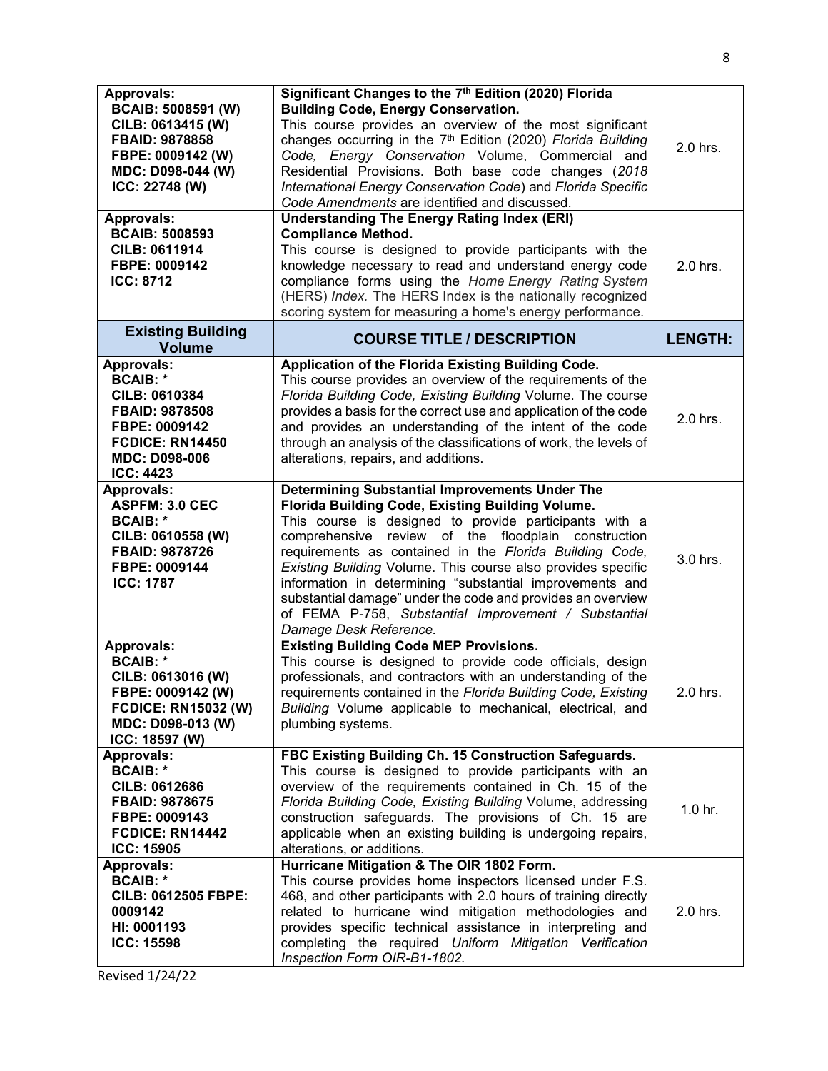| | | |
|---|---|---|
| **Approvals:** **BCAIB: 5008591 (W)** **CILB: 0613415 (W)** **FBAID: 9878858** **FBPE: 0009142 (W)** **MDC: D098-044 (W)** **ICC: 22748 (W)** | **Significant Changes to the 7th Edition (2020) Florida Building Code, Energy Conservation.** This course provides an overview of the most significant changes occurring in the 7th Edition (2020) *Florida Building Code, Energy Conservation* Volume, Commercial and Residential Provisions. Both base code changes (*2018 International Energy Conservation Code*) and *Florida Specific Code Amendments* are identified and discussed. | 2.0 hrs. |
| **Approvals:** **BCAIB: 5008593** **CILB: 0611914** **FBPE: 0009142** **ICC: 8712** | **Understanding The Energy Rating Index (ERI) Compliance Method.** This course is designed to provide participants with the knowledge necessary to read and understand energy code compliance forms using the *Home Energy Rating System* (HERS) *Index*. The HERS Index is the nationally recognized scoring system for measuring a home's energy performance. | 2.0 hrs. |
| **Existing Building Volume** | **COURSE TITLE / DESCRIPTION** | **LENGTH:** |
| **Approvals:** **BCAIB: *** **CILB: 0610384** **FBAID: 9878508** **FBPE: 0009142** **FCDICE: RN14450** **MDC: D098-006** **ICC: 4423** | **Application of the Florida Existing Building Code.** This course provides an overview of the requirements of the *Florida Building Code, Existing Building* Volume. The course provides a basis for the correct use and application of the code and provides an understanding of the intent of the code through an analysis of the classifications of work, the levels of alterations, repairs, and additions. | 2.0 hrs. |
| **Approvals:** **ASPFM: 3.0 CEC** **BCAIB: *** **CILB: 0610558 (W)** **FBAID: 9878726** **FBPE: 0009144** **ICC: 1787** | **Determining Substantial Improvements Under The Florida Building Code, Existing Building Volume.** This course is designed to provide participants with a comprehensive review of the floodplain construction requirements as contained in the *Florida Building Code, Existing Building* Volume. This course also provides specific information in determining "substantial improvements and substantial damage" under the code and provides an overview of FEMA P-758, *Substantial Improvement / Substantial Damage Desk Reference.* | 3.0 hrs. |
| **Approvals:** **BCAIB: *** **CILB: 0613016 (W)** **FBPE: 0009142 (W)** **FCDICE: RN15032 (W)** **MDC: D098-013 (W)** **ICC: 18597 (W)** | **Existing Building Code MEP Provisions.** This course is designed to provide code officials, design professionals, and contractors with an understanding of the requirements contained in the *Florida Building Code, Existing Building* Volume applicable to mechanical, electrical, and plumbing systems. | 2.0 hrs. |
| **Approvals:** **BCAIB: *** **CILB: 0612686** **FBAID: 9878675** **FBPE: 0009143** **FCDICE: RN14442** **ICC: 15905** | **FBC Existing Building Ch. 15 Construction Safeguards.** This course is designed to provide participants with an overview of the requirements contained in Ch. 15 of the *Florida Building Code, Existing Building* Volume, addressing construction safeguards. The provisions of Ch. 15 are applicable when an existing building is undergoing repairs, alterations, or additions. | 1.0 hr. |
| **Approvals:** **BCAIB: *** **CILB: 0612505 FBPE: 0009142** **HI: 0001193** **ICC: 15598** | **Hurricane Mitigation & The OIR 1802 Form.** This course provides home inspectors licensed under F.S. 468, and other participants with 2.0 hours of training directly related to hurricane wind mitigation methodologies and provides specific technical assistance in interpreting and completing the required *Uniform Mitigation Verification Inspection Form OIR-B1-1802.* | 2.0 hrs. |

Revised 1/24/22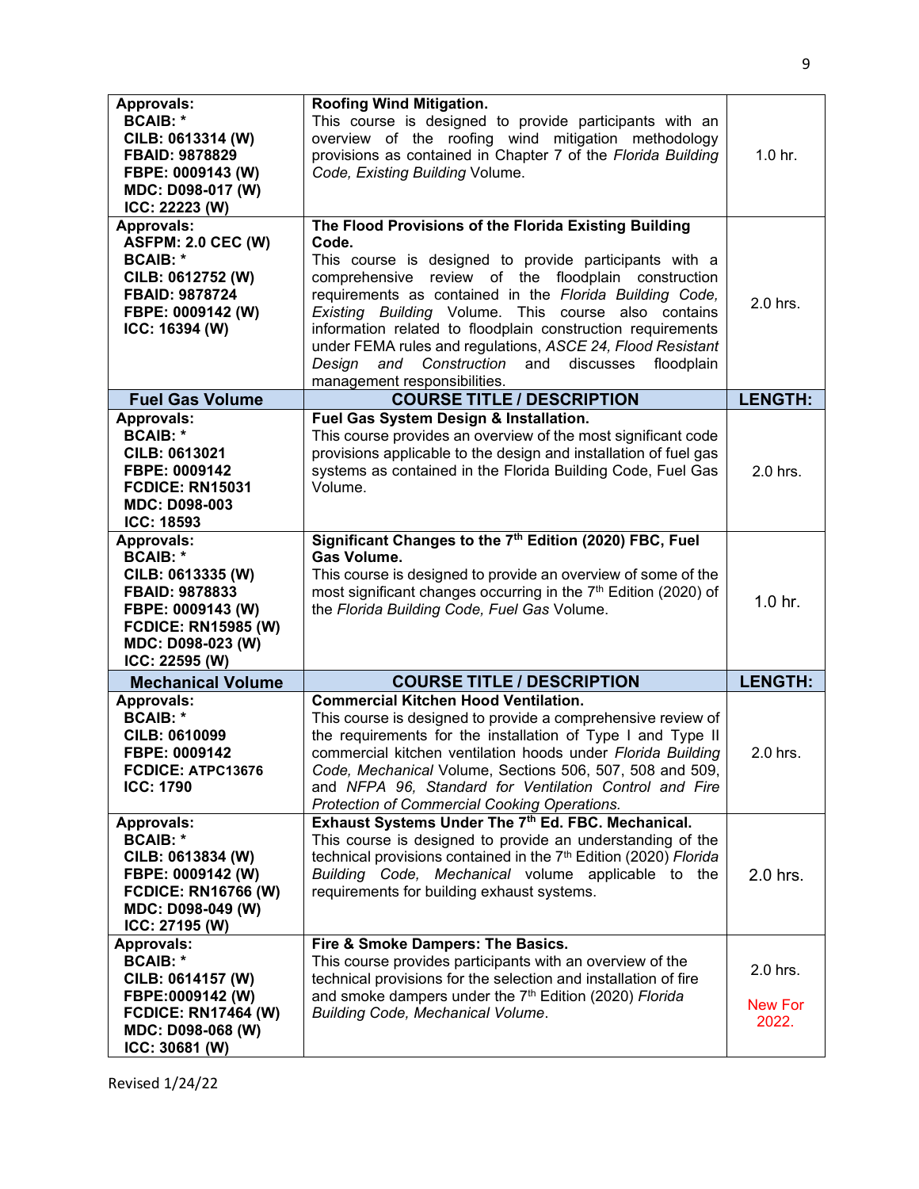| Approvals: BCAIB: * CILB: 0613314 (W) FBAID: 9878829 FBPE: 0009143 (W) MDC: D098-017 (W) ICC: 22223 (W) | **Roofing Wind Mitigation.** This course is designed to provide participants with an overview of the roofing wind mitigation methodology provisions as contained in Chapter 7 of the *Florida Building Code, Existing Building* Volume. | 1.0 hr. |
|---|---|---|
| **Approvals: ASFPM: 2.0 CEC (W) BCAIB: * CILB: 0612752 (W) FBAID: 9878724 FBPE: 0009142 (W) ICC: 16394 (W)** | **The Flood Provisions of the Florida Existing Building Code.** This course is designed to provide participants with a comprehensive review of the floodplain construction requirements as contained in the *Florida Building Code, Existing Building* Volume. This course also contains information related to floodplain construction requirements under FEMA rules and regulations, *ASCE 24, Flood Resistant Design and Construction* and discusses floodplain management responsibilities. | 2.0 hrs. |
| **Fuel Gas Volume** | **COURSE TITLE / DESCRIPTION** | **LENGTH:** |
| **Approvals: BCAIB: * CILB: 0613021 FBPE: 0009142 FCDICE: RN15031 MDC: D098-003 ICC: 18593** | **Fuel Gas System Design & Installation.** This course provides an overview of the most significant code provisions applicable to the design and installation of fuel gas systems as contained in the Florida Building Code, Fuel Gas Volume. | 2.0 hrs. |
| **Approvals: BCAIB: * CILB: 0613335 (W) FBAID: 9878833 FBPE: 0009143 (W) FCDICE: RN15985 (W) MDC: D098-023 (W) ICC: 22595 (W)** | **Significant Changes to the 7th Edition (2020) FBC, Fuel Gas Volume.** This course is designed to provide an overview of some of the most significant changes occurring in the 7th Edition (2020) of the *Florida Building Code, Fuel Gas* Volume. | 1.0 hr. |
| **Mechanical Volume** | **COURSE TITLE / DESCRIPTION** | **LENGTH:** |
| **Approvals: BCAIB: * CILB: 0610099 FBPE: 0009142 FCDICE: ATPC13676 ICC: 1790** | **Commercial Kitchen Hood Ventilation.** This course is designed to provide a comprehensive review of the requirements for the installation of Type I and Type II commercial kitchen ventilation hoods under *Florida Building Code, Mechanical* Volume, Sections 506, 507, 508 and 509, and *NFPA 96, Standard for Ventilation Control and Fire Protection of Commercial Cooking Operations.* | 2.0 hrs. |
| **Approvals: BCAIB: * CILB: 0613834 (W) FBPE: 0009142 (W) FCDICE: RN16766 (W) MDC: D098-049 (W) ICC: 27195 (W)** | **Exhaust Systems Under The 7th Ed. FBC. Mechanical.** This course is designed to provide an understanding of the technical provisions contained in the 7th Edition (2020) *Florida Building Code, Mechanical* volume applicable to the requirements for building exhaust systems. | 2.0 hrs. |
| **Approvals: BCAIB: * CILB: 0614157 (W) FBPE:0009142 (W) FCDICE: RN17464 (W) MDC: D098-068 (W) ICC: 30681 (W)** | **Fire & Smoke Dampers: The Basics.** This course provides participants with an overview of the technical provisions for the selection and installation of fire and smoke dampers under the 7th Edition (2020) *Florida Building Code, Mechanical Volume*. | 2.0 hrs. New For 2022. |

Revised 1/24/22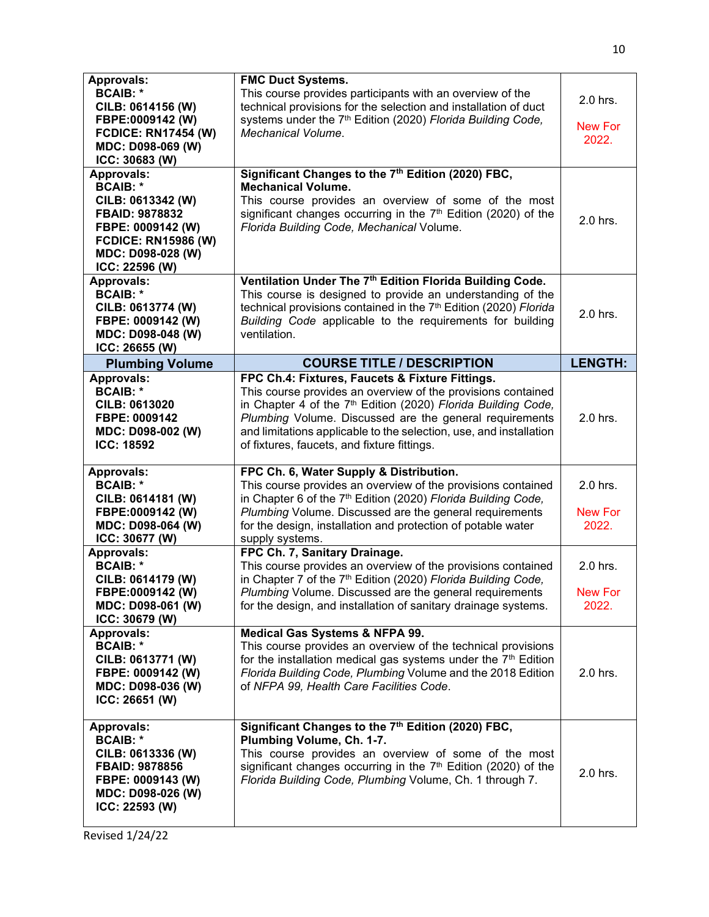| Approvals | Course Title / Description | Length |
|---|---|---|
| **Approvals:**<br>**BCAIB: ***<br>**CILB: 0614156 (W)**<br>**FBPE:0009142 (W)**<br>**FCDICE: RN17454 (W)**<br>**MDC: D098-069 (W)**<br>**ICC: 30683 (W)** | **FMC Duct Systems.**<br>This course provides participants with an overview of the technical provisions for the selection and installation of duct systems under the 7th Edition (2020) *Florida Building Code, Mechanical Volume.* | 2.0 hrs.<br><br>New For 2022. |
| **Approvals:**<br>**BCAIB: ***<br>**CILB: 0613342 (W)**<br>**FBAID: 9878832**<br>**FBPE: 0009142 (W)**<br>**FCDICE: RN15986 (W)**<br>**MDC: D098-028 (W)**<br>**ICC: 22596 (W)** | **Significant Changes to the 7th Edition (2020) FBC, Mechanical Volume.**<br>This course provides an overview of some of the most significant changes occurring in the 7th Edition (2020) of the *Florida Building Code, Mechanical* Volume. | 2.0 hrs. |
| **Approvals:**<br>**BCAIB: ***<br>**CILB: 0613774 (W)**<br>**FBPE: 0009142 (W)**<br>**MDC: D098-048 (W)**<br>**ICC: 26655 (W)** | **Ventilation Under The 7th Edition Florida Building Code.**<br>This course is designed to provide an understanding of the technical provisions contained in the 7th Edition (2020) *Florida Building Code* applicable to the requirements for building ventilation. | 2.0 hrs. |
| **Plumbing Volume** | **COURSE TITLE / DESCRIPTION** | **LENGTH:** |
| **Approvals:**<br>**BCAIB: ***<br>**CILB: 0613020**<br>**FBPE: 0009142**<br>**MDC: D098-002 (W)**<br>**ICC: 18592** | **FPC Ch.4: Fixtures, Faucets & Fixture Fittings.**<br>This course provides an overview of the provisions contained in Chapter 4 of the 7th Edition (2020) *Florida Building Code, Plumbing* Volume. Discussed are the general requirements and limitations applicable to the selection, use, and installation of fixtures, faucets, and fixture fittings. | 2.0 hrs. |
| **Approvals:**<br>**BCAIB: ***<br>**CILB: 0614181 (W)**<br>**FBPE:0009142 (W)**<br>**MDC: D098-064 (W)**<br>**ICC: 30677 (W)** | **FPC Ch. 6, Water Supply & Distribution.**<br>This course provides an overview of the provisions contained in Chapter 6 of the 7th Edition (2020) *Florida Building Code, Plumbing* Volume. Discussed are the general requirements for the design, installation and protection of potable water supply systems. | 2.0 hrs.<br><br>New For 2022. |
| **Approvals:**<br>**BCAIB: ***<br>**CILB: 0614179 (W)**<br>**FBPE:0009142 (W)**<br>**MDC: D098-061 (W)**<br>**ICC: 30679 (W)** | **FPC Ch. 7, Sanitary Drainage.**<br>This course provides an overview of the provisions contained in Chapter 7 of the 7th Edition (2020) *Florida Building Code, Plumbing* Volume. Discussed are the general requirements for the design, and installation of sanitary drainage systems. | 2.0 hrs.<br><br>New For 2022. |
| **Approvals:**<br>**BCAIB: ***<br>**CILB: 0613771 (W)**<br>**FBPE: 0009142 (W)**<br>**MDC: D098-036 (W)**<br>**ICC: 26651 (W)** | **Medical Gas Systems & NFPA 99.**<br>This course provides an overview of the technical provisions for the installation medical gas systems under the 7th Edition *Florida Building Code, Plumbing* Volume and the 2018 Edition of *NFPA 99, Health Care Facilities Code*. | 2.0 hrs. |
| **Approvals:**<br>**BCAIB: ***<br>**CILB: 0613336 (W)**<br>**FBAID: 9878856**<br>**FBPE: 0009143 (W)**<br>**MDC: D098-026 (W)**<br>**ICC: 22593 (W)** | **Significant Changes to the 7th Edition (2020) FBC, Plumbing Volume, Ch. 1-7.**<br>This course provides an overview of some of the most significant changes occurring in the 7th Edition (2020) of the *Florida Building Code, Plumbing* Volume, Ch. 1 through 7. | 2.0 hrs. |

Revised 1/24/22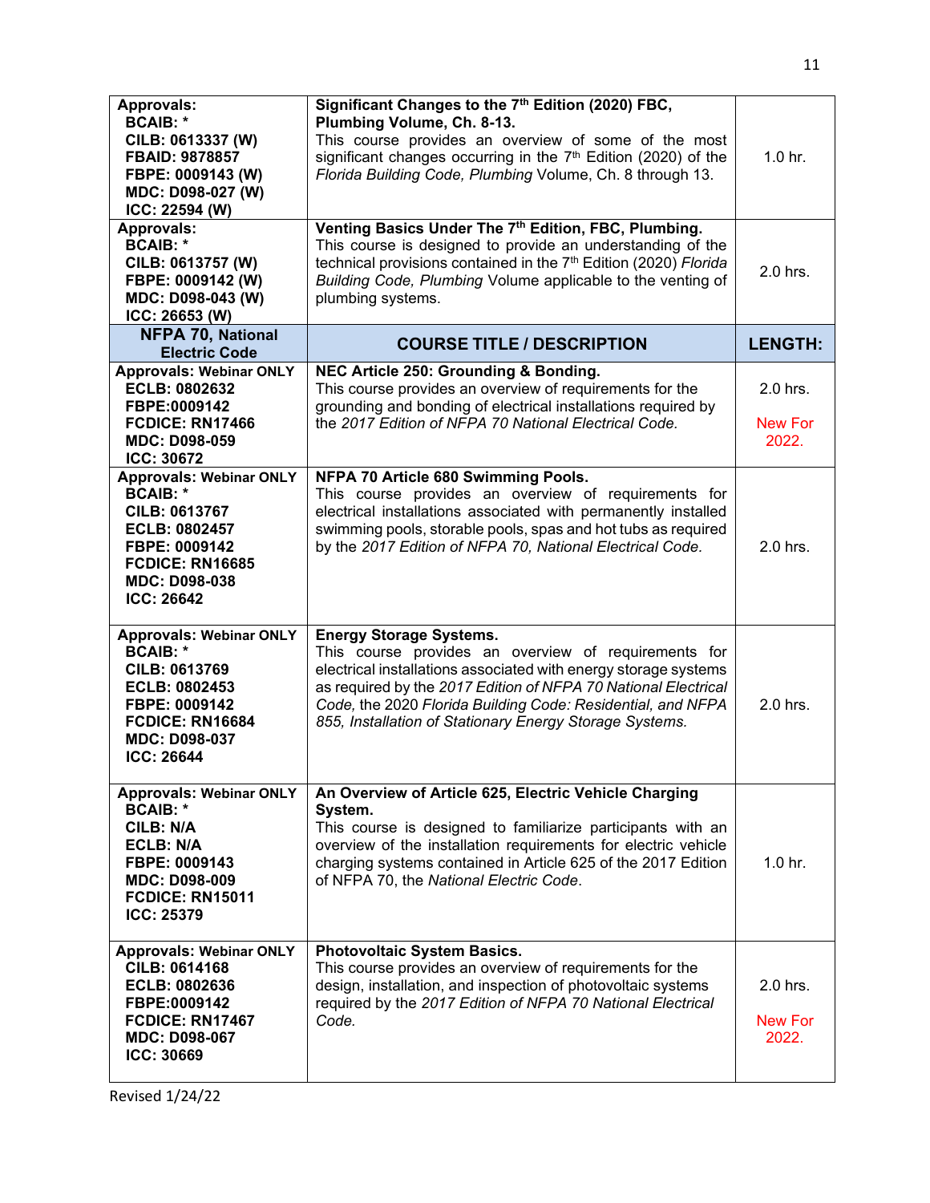| | | |
|---|---|---|
| **Approvals:**<br>**BCAIB: ***<br>**CILB: 0613337 (W)**<br>**FBAID: 9878857**<br>**FBPE: 0009143 (W)**<br>**MDC: D098-027 (W)**<br>**ICC: 22594 (W)** | **Significant Changes to the 7th Edition (2020) FBC, Plumbing Volume, Ch. 8-13.**<br>This course provides an overview of some of the most significant changes occurring in the 7th Edition (2020) of the *Florida Building Code, Plumbing* Volume, Ch. 8 through 13. | 1.0 hr. |
| **Approvals:**<br>**BCAIB: ***<br>**CILB: 0613757 (W)**<br>**FBPE: 0009142 (W)**<br>**MDC: D098-043 (W)**<br>**ICC: 26653 (W)** | **Venting Basics Under The 7th Edition, FBC, Plumbing.**<br>This course is designed to provide an understanding of the technical provisions contained in the 7th Edition (2020) *Florida Building Code, Plumbing* Volume applicable to the venting of plumbing systems. | 2.0 hrs. |
| **NFPA 70, National Electric Code** | **COURSE TITLE / DESCRIPTION** | **LENGTH:** |
| **Approvals: Webinar ONLY**<br>**ECLB: 0802632**<br>**FBPE:0009142**<br>**FCDICE: RN17466**<br>**MDC: D098-059**<br>**ICC: 30672** | **NEC Article 250: Grounding & Bonding.**<br>This course provides an overview of requirements for the grounding and bonding of electrical installations required by the *2017 Edition of NFPA 70 National Electrical Code.* | 2.0 hrs.<br><br>New For 2022. |
| **Approvals: Webinar ONLY**<br>**BCAIB: ***<br>**CILB: 0613767**<br>**ECLB: 0802457**<br>**FBPE: 0009142**<br>**FCDICE: RN16685**<br>**MDC: D098-038**<br>**ICC: 26642** | **NFPA 70 Article 680 Swimming Pools.**<br>This course provides an overview of requirements for electrical installations associated with permanently installed swimming pools, storable pools, spas and hot tubs as required by the *2017 Edition of NFPA 70, National Electrical Code.* | 2.0 hrs. |
| **Approvals: Webinar ONLY**<br>**BCAIB: ***<br>**CILB: 0613769**<br>**ECLB: 0802453**<br>**FBPE: 0009142**<br>**FCDICE: RN16684**<br>**MDC: D098-037**<br>**ICC: 26644** | **Energy Storage Systems.**<br>This course provides an overview of requirements for electrical installations associated with energy storage systems as required by the *2017 Edition of NFPA 70 National Electrical Code,* the 2020 *Florida Building Code: Residential,* and *NFPA 855, Installation of Stationary Energy Storage Systems.* | 2.0 hrs. |
| **Approvals: Webinar ONLY**<br>**BCAIB: ***<br>**CILB: N/A**<br>**ECLB: N/A**<br>**FBPE: 0009143**<br>**MDC: D098-009**<br>**FCDICE: RN15011**<br>**ICC: 25379** | **An Overview of Article 625, Electric Vehicle Charging System.**<br>This course is designed to familiarize participants with an overview of the installation requirements for electric vehicle charging systems contained in Article 625 of the 2017 Edition of NFPA 70, the *National Electric Code*. | 1.0 hr. |
| **Approvals: Webinar ONLY**<br>**CILB: 0614168**<br>**ECLB: 0802636**<br>**FBPE:0009142**<br>**FCDICE: RN17467**<br>**MDC: D098-067**<br>**ICC: 30669** | **Photovoltaic System Basics.**<br>This course provides an overview of requirements for the design, installation, and inspection of photovoltaic systems required by the *2017 Edition of NFPA 70 National Electrical Code.* | 2.0 hrs.<br><br>New For 2022. |

Revised 1/24/22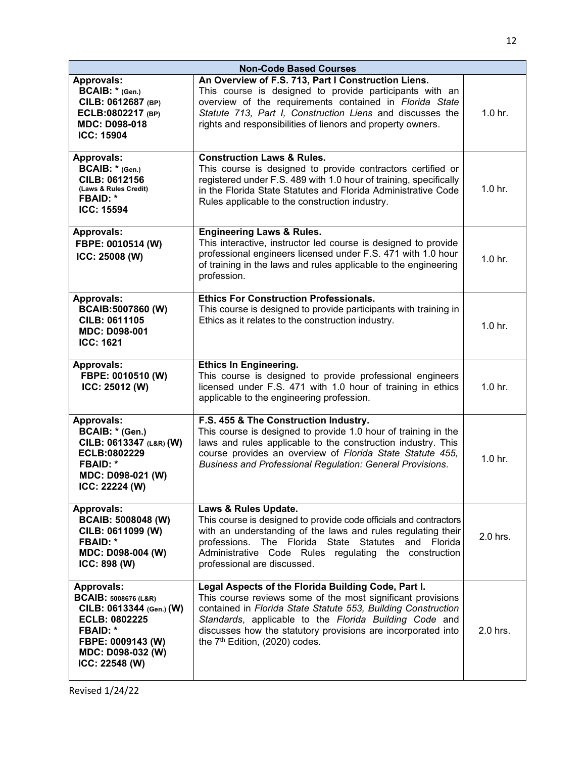| Non-Code Based Courses | | |
|---|---|---|
| **Approvals:**<br>**BCAIB: * (Gen.)**<br>**CILB: 0612687 (BP)**<br>**ECLB:0802217 (BP)**<br>**MDC: D098-018**<br>**ICC: 15904** | **An Overview of F.S. 713, Part I Construction Liens.**<br>This course is designed to provide participants with an overview of the requirements contained in *Florida State Statute 713, Part I, Construction Liens* and discusses the rights and responsibilities of lienors and property owners. | 1.0 hr. |
| **Approvals:**<br>**BCAIB: * (Gen.)**<br>**CILB: 0612156**<br>**(Laws & Rules Credit)**<br>**FBAID: ***<br>**ICC: 15594** | **Construction Laws & Rules.**<br>This course is designed to provide contractors certified or registered under F.S. 489 with 1.0 hour of training, specifically in the Florida State Statutes and Florida Administrative Code Rules applicable to the construction industry. | 1.0 hr. |
| **Approvals:**<br>**FBPE: 0010514 (W)**<br>**ICC: 25008 (W)** | **Engineering Laws & Rules.**<br>This interactive, instructor led course is designed to provide professional engineers licensed under F.S. 471 with 1.0 hour of training in the laws and rules applicable to the engineering profession. | 1.0 hr. |
| **Approvals:**<br>**BCAIB:5007860 (W)**<br>**CILB: 0611105**<br>**MDC: D098-001**<br>**ICC: 1621** | **Ethics For Construction Professionals.**<br>This course is designed to provide participants with training in Ethics as it relates to the construction industry. | 1.0 hr. |
| **Approvals:**<br>**FBPE: 0010510 (W)**<br>**ICC: 25012 (W)** | **Ethics In Engineering.**<br>This course is designed to provide professional engineers licensed under F.S. 471 with 1.0 hour of training in ethics applicable to the engineering profession. | 1.0 hr. |
| **Approvals:**<br>**BCAIB: * (Gen.)**<br>**CILB: 0613347 (L&R) (W)**<br>**ECLB:0802229**<br>**FBAID: ***<br>**MDC: D098-021 (W)**<br>**ICC: 22224 (W)** | **F.S. 455 & The Construction Industry.**<br>This course is designed to provide 1.0 hour of training in the laws and rules applicable to the construction industry. This course provides an overview of *Florida State Statute 455, Business and Professional Regulation: General Provisions.* | 1.0 hr. |
| **Approvals:**<br>**BCAIB: 5008048 (W)**<br>**CILB: 0611099 (W)**<br>**FBAID: ***<br>**MDC: D098-004 (W)**<br>**ICC: 898 (W)** | **Laws & Rules Update.**<br>This course is designed to provide code officials and contractors with an understanding of the laws and rules regulating their professions. The Florida State Statutes and Florida Administrative Code Rules regulating the construction professional are discussed. | 2.0 hrs. |
| **Approvals:**<br>**BCAIB: 5008676 (L&R)**<br>**CILB: 0613344 (Gen.) (W)**<br>**ECLB: 0802225**<br>**FBAID: ***<br>**FBPE: 0009143 (W)**<br>**MDC: D098-032 (W)**<br>**ICC: 22548 (W)** | **Legal Aspects of the Florida Building Code, Part I.**<br>This course reviews some of the most significant provisions contained in *Florida State Statute 553, Building Construction Standards*, applicable to the *Florida Building Code* and discusses how the statutory provisions are incorporated into the 7th Edition, (2020) codes. | 2.0 hrs. |

Revised 1/24/22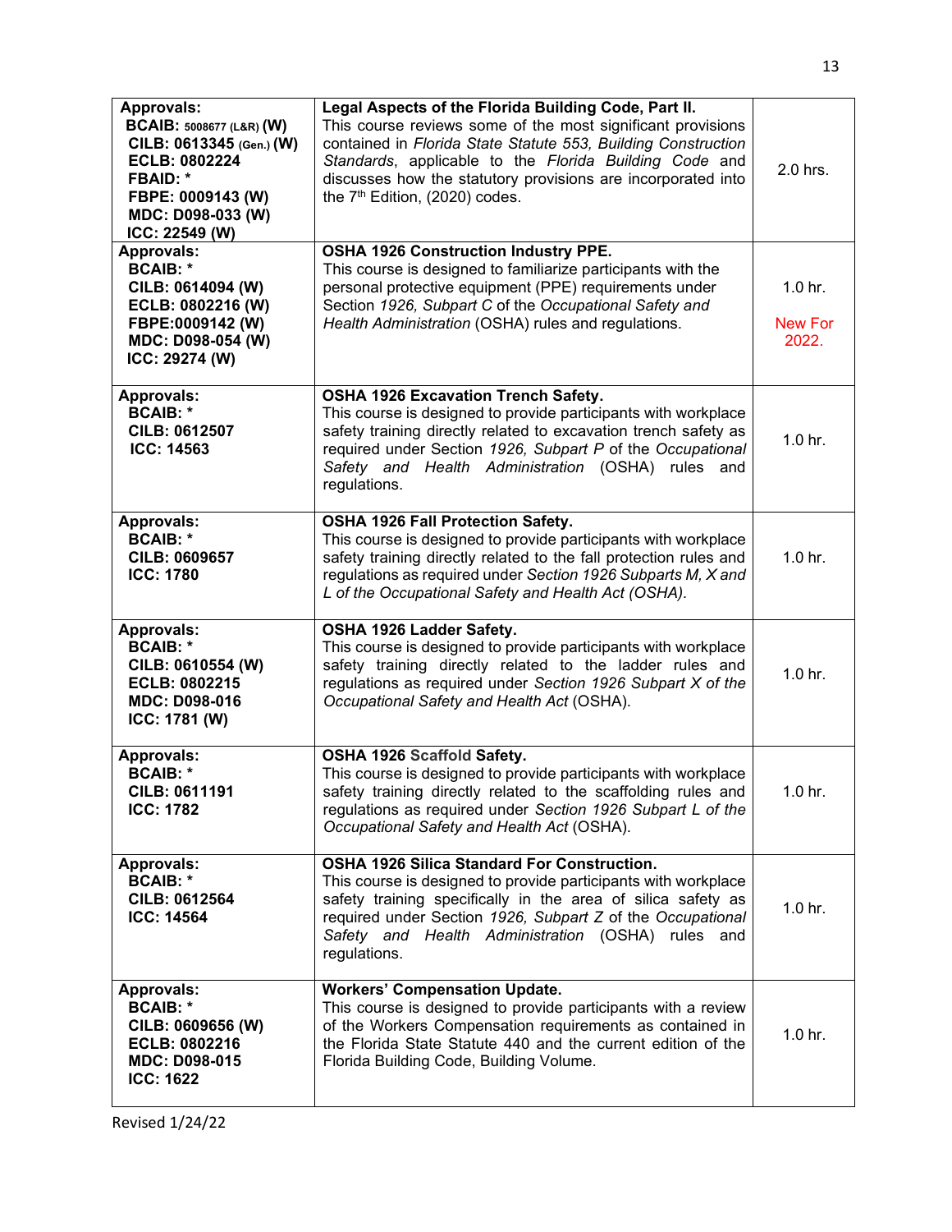| Approvals | Course | Hours |
|---|---|---|
| **Approvals:**<br>**BCAIB: 5008677 (L&R) (W)**<br>**CILB: 0613345 (Gen.) (W)**<br>**ECLB: 0802224**<br>**FBAID: ***<br>**FBPE: 0009143 (W)**<br>**MDC: D098-033 (W)**<br>**ICC: 22549 (W)** | **Legal Aspects of the Florida Building Code, Part II.**<br>This course reviews some of the most significant provisions contained in *Florida State Statute 553, Building Construction Standards*, applicable to the *Florida Building Code* and discusses how the statutory provisions are incorporated into the 7th Edition, (2020) codes. | 2.0 hrs. |
| **Approvals:**<br>**BCAIB: ***<br>**CILB: 0614094 (W)**<br>**ECLB: 0802216 (W)**<br>**FBPE:0009142 (W)**<br>**MDC: D098-054 (W)**<br>**ICC: 29274 (W)** | **OSHA 1926 Construction Industry PPE.**<br>This course is designed to familiarize participants with the personal protective equipment (PPE) requirements under Section *1926, Subpart C* of the *Occupational Safety and Health Administration* (OSHA) rules and regulations. | 1.0 hr.<br>New For 2022. |
| **Approvals:**<br>**BCAIB: ***<br>**CILB: 0612507**<br>**ICC: 14563** | **OSHA 1926 Excavation Trench Safety.**<br>This course is designed to provide participants with workplace safety training directly related to excavation trench safety as required under Section *1926, Subpart P* of the *Occupational Safety and Health Administration* (OSHA) rules and regulations. | 1.0 hr. |
| **Approvals:**<br>**BCAIB: ***<br>**CILB: 0609657**<br>**ICC: 1780** | **OSHA 1926 Fall Protection Safety.**<br>This course is designed to provide participants with workplace safety training directly related to the fall protection rules and regulations as required under *Section 1926 Subparts M, X and L of the Occupational Safety and Health Act (OSHA).* | 1.0 hr. |
| **Approvals:**<br>**BCAIB: ***<br>**CILB: 0610554 (W)**<br>**ECLB: 0802215**<br>**MDC: D098-016**<br>**ICC: 1781 (W)** | **OSHA 1926 Ladder Safety.**<br>This course is designed to provide participants with workplace safety training directly related to the ladder rules and regulations as required under *Section 1926 Subpart X of the Occupational Safety and Health Act* (OSHA). | 1.0 hr. |
| **Approvals:**<br>**BCAIB: ***<br>**CILB: 0611191**<br>**ICC: 1782** | **OSHA 1926 Scaffold Safety.**<br>This course is designed to provide participants with workplace safety training directly related to the scaffolding rules and regulations as required under *Section 1926 Subpart L of the Occupational Safety and Health Act* (OSHA). | 1.0 hr. |
| **Approvals:**<br>**BCAIB: ***<br>**CILB: 0612564**<br>**ICC: 14564** | **OSHA 1926 Silica Standard For Construction.**<br>This course is designed to provide participants with workplace safety training specifically in the area of silica safety as required under Section *1926, Subpart Z* of the *Occupational Safety and Health Administration* (OSHA) rules and regulations. | 1.0 hr. |
| **Approvals:**<br>**BCAIB: ***<br>**CILB: 0609656 (W)**<br>**ECLB: 0802216**<br>**MDC: D098-015**<br>**ICC: 1622** | **Workers' Compensation Update.**<br>This course is designed to provide participants with a review of the Workers Compensation requirements as contained in the Florida State Statute 440 and the current edition of the Florida Building Code, Building Volume. | 1.0 hr. |

Revised 1/24/22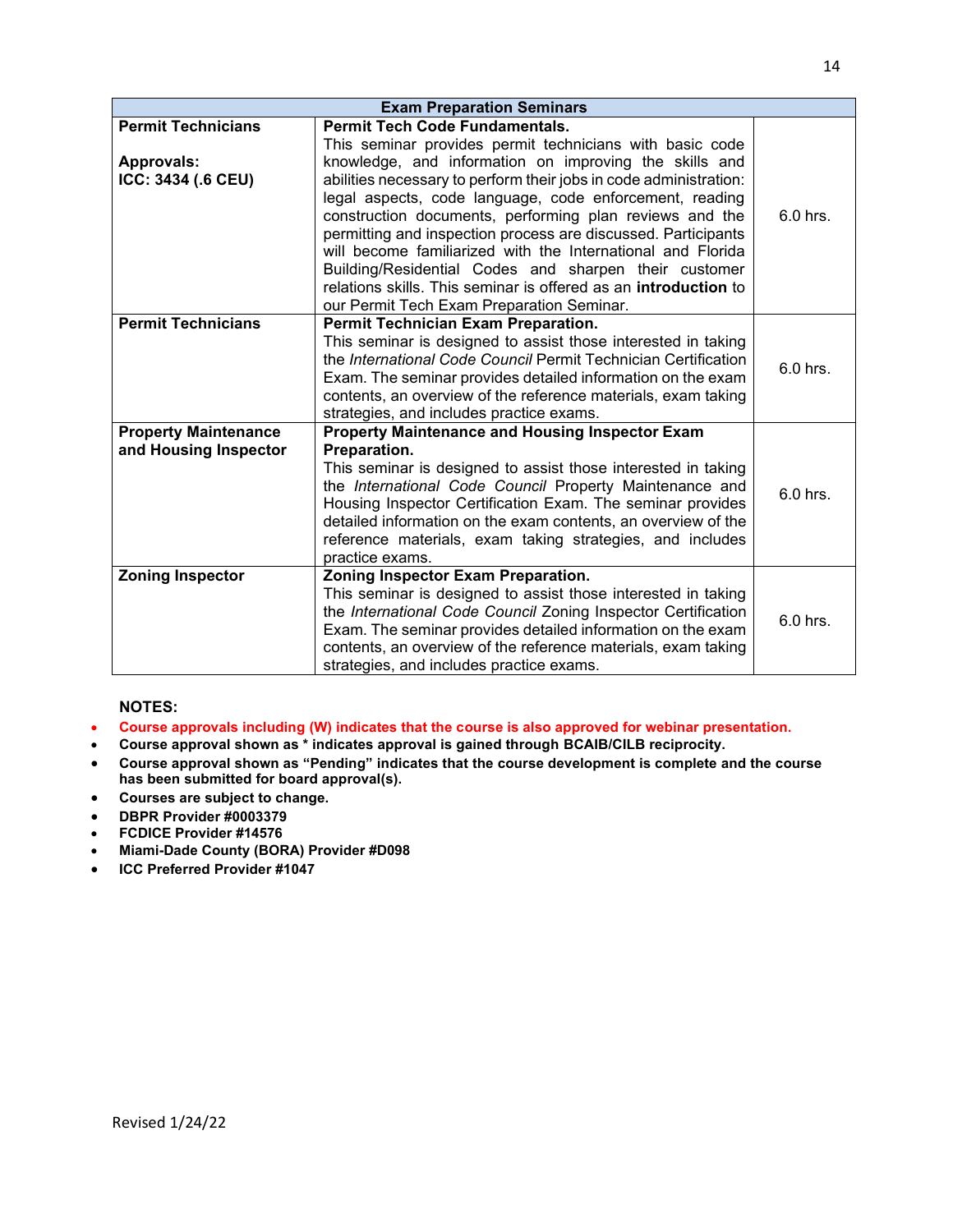| Exam Preparation Seminars | | |
|---|---|---|
| **Permit Technicians**<br><br>**Approvals:**<br>**ICC: 3434 (.6 CEU)** | **Permit Tech Code Fundamentals.**<br>This seminar provides permit technicians with basic code knowledge, and information on improving the skills and abilities necessary to perform their jobs in code administration: legal aspects, code language, code enforcement, reading construction documents, performing plan reviews and the permitting and inspection process are discussed. Participants will become familiarized with the International and Florida Building/Residential Codes and sharpen their customer relations skills. This seminar is offered as an **introduction** to our Permit Tech Exam Preparation Seminar. | 6.0 hrs. |
| **Permit Technicians** | **Permit Technician Exam Preparation.**<br>This seminar is designed to assist those interested in taking the *International Code Council* Permit Technician Certification Exam. The seminar provides detailed information on the exam contents, an overview of the reference materials, exam taking strategies, and includes practice exams. | 6.0 hrs. |
| **Property Maintenance and Housing Inspector** | **Property Maintenance and Housing Inspector Exam Preparation.**<br>This seminar is designed to assist those interested in taking the *International Code Council* Property Maintenance and Housing Inspector Certification Exam. The seminar provides detailed information on the exam contents, an overview of the reference materials, exam taking strategies, and includes practice exams. | 6.0 hrs. |
| **Zoning Inspector** | **Zoning Inspector Exam Preparation.**<br>This seminar is designed to assist those interested in taking the *International Code Council* Zoning Inspector Certification Exam. The seminar provides detailed information on the exam contents, an overview of the reference materials, exam taking strategies, and includes practice exams. | 6.0 hrs. |

**NOTES:**

- **Course approvals including (W) indicates that the course is also approved for webinar presentation.**
- **Course approval shown as * indicates approval is gained through BCAIB/CILB reciprocity.**
- **Course approval shown as "Pending" indicates that the course development is complete and the course has been submitted for board approval(s).**
- **Courses are subject to change.**
- **DBPR Provider #0003379**
- **FCDICE Provider #14576**
- **Miami-Dade County (BORA) Provider #D098**
- **ICC Preferred Provider #1047**

Revised 1/24/22